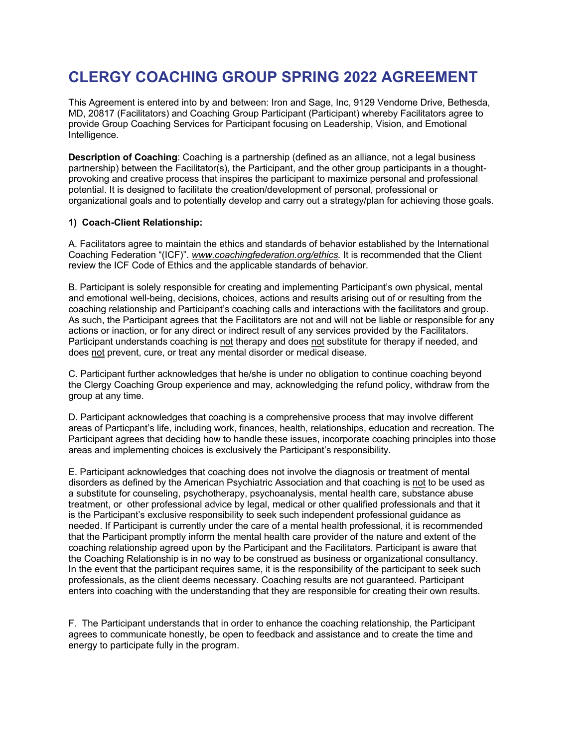# CLERGY COACHING GROUP SPRING 2022 AGREEMENT

This Agreement is entered into by and between: Iron and Sage, Inc, 9129 Vendome Drive, Bethesda, MD, 20817 (Facilitators) and Coaching Group Participant (Participant) whereby Facilitators agree to provide Group Coaching Services for Participant focusing on Leadership, Vision, and Emotional Intelligence.

**Description of Coaching**: Coaching is a partnership (defined as an alliance, not a legal business partnership) between the Facilitator(s), the Participant, and the other group participants in a thought-provoking and creative process that inspires the participant to maximize personal and professional potential. It is designed to facilitate the creation/development of personal, professional or organizational goals and to potentially develop and carry out a strategy/plan for achieving those goals.

**1) Coach-Client Relationship:**

A. Facilitators agree to maintain the ethics and standards of behavior established by the International Coaching Federation "(ICF)". *www.coachingfederation.org/ethics.* It is recommended that the Client review the ICF Code of Ethics and the applicable standards of behavior.

B. Participant is solely responsible for creating and implementing Participant's own physical, mental and emotional well-being, decisions, choices, actions and results arising out of or resulting from the coaching relationship and Participant's coaching calls and interactions with the facilitators and group. As such, the Participant agrees that the Facilitators are not and will not be liable or responsible for any actions or inaction, or for any direct or indirect result of any services provided by the Facilitators. Participant understands coaching is not therapy and does not substitute for therapy if needed, and does not prevent, cure, or treat any mental disorder or medical disease.

C. Participant further acknowledges that he/she is under no obligation to continue coaching beyond the Clergy Coaching Group experience and may, acknowledging the refund policy, withdraw from the group at any time.

D. Participant acknowledges that coaching is a comprehensive process that may involve different areas of Particpant's life, including work, finances, health, relationships, education and recreation. The Participant agrees that deciding how to handle these issues, incorporate coaching principles into those areas and implementing choices is exclusively the Participant's responsibility.

E. Participant acknowledges that coaching does not involve the diagnosis or treatment of mental disorders as defined by the American Psychiatric Association and that coaching is not to be used as a substitute for counseling, psychotherapy, psychoanalysis, mental health care, substance abuse treatment, or other professional advice by legal, medical or other qualified professionals and that it is the Participant's exclusive responsibility to seek such independent professional guidance as needed. If Participant is currently under the care of a mental health professional, it is recommended that the Participant promptly inform the mental health care provider of the nature and extent of the coaching relationship agreed upon by the Participant and the Facilitators. Participant is aware that the Coaching Relationship is in no way to be construed as business or organizational consultancy. In the event that the participant requires same, it is the responsibility of the participant to seek such professionals, as the client deems necessary. Coaching results are not guaranteed. Participant enters into coaching with the understanding that they are responsible for creating their own results.

F. The Participant understands that in order to enhance the coaching relationship, the Participant agrees to communicate honestly, be open to feedback and assistance and to create the time and energy to participate fully in the program.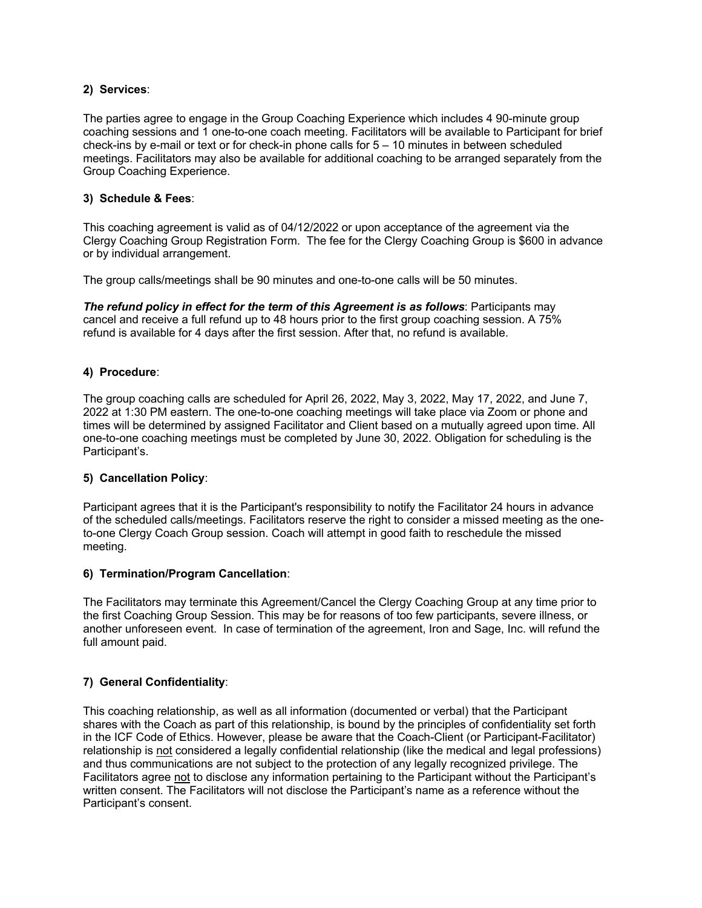**2) Services**:

The parties agree to engage in the Group Coaching Experience which includes 4 90-minute group coaching sessions and 1 one-to-one coach meeting. Facilitators will be available to Participant for brief check-ins by e-mail or text or for check-in phone calls for 5 – 10 minutes in between scheduled meetings. Facilitators may also be available for additional coaching to be arranged separately from the Group Coaching Experience.

**3) Schedule & Fees**:

This coaching agreement is valid as of 04/12/2022 or upon acceptance of the agreement via the Clergy Coaching Group Registration Form. The fee for the Clergy Coaching Group is $600 in advance or by individual arrangement.

The group calls/meetings shall be 90 minutes and one-to-one calls will be 50 minutes.

***The refund policy in effect for the term of this Agreement is as follows***: Participants may cancel and receive a full refund up to 48 hours prior to the first group coaching session. A 75% refund is available for 4 days after the first session. After that, no refund is available.

**4) Procedure**:

The group coaching calls are scheduled for April 26, 2022, May 3, 2022, May 17, 2022, and June 7, 2022 at 1:30 PM eastern. The one-to-one coaching meetings will take place via Zoom or phone and times will be determined by assigned Facilitator and Client based on a mutually agreed upon time. All one-to-one coaching meetings must be completed by June 30, 2022. Obligation for scheduling is the Participant's.

**5) Cancellation Policy**:

Participant agrees that it is the Participant's responsibility to notify the Facilitator 24 hours in advance of the scheduled calls/meetings. Facilitators reserve the right to consider a missed meeting as the one-to-one Clergy Coach Group session. Coach will attempt in good faith to reschedule the missed meeting.

**6) Termination/Program Cancellation**:

The Facilitators may terminate this Agreement/Cancel the Clergy Coaching Group at any time prior to the first Coaching Group Session. This may be for reasons of too few participants, severe illness, or another unforeseen event. In case of termination of the agreement, Iron and Sage, Inc. will refund the full amount paid.

**7) General Confidentiality**:

This coaching relationship, as well as all information (documented or verbal) that the Participant shares with the Coach as part of this relationship, is bound by the principles of confidentiality set forth in the ICF Code of Ethics. However, please be aware that the Coach-Client (or Participant-Facilitator) relationship is not considered a legally confidential relationship (like the medical and legal professions) and thus communications are not subject to the protection of any legally recognized privilege. The Facilitators agree not to disclose any information pertaining to the Participant without the Participant's written consent. The Facilitators will not disclose the Participant's name as a reference without the Participant's consent.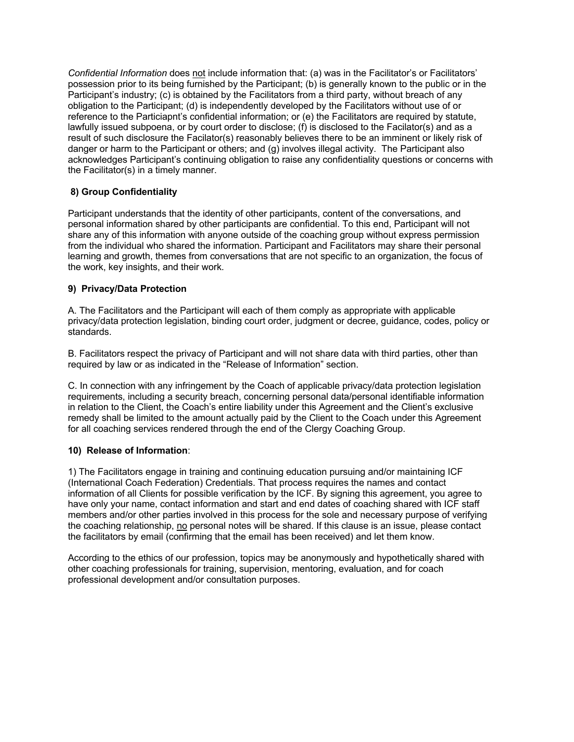*Confidential Information* does not include information that: (a) was in the Facilitator's or Facilitators' possession prior to its being furnished by the Participant; (b) is generally known to the public or in the Participant's industry; (c) is obtained by the Facilitators from a third party, without breach of any obligation to the Participant; (d) is independently developed by the Facilitators without use of or reference to the Particiapnt's confidential information; or (e) the Facilitators are required by statute, lawfully issued subpoena, or by court order to disclose; (f) is disclosed to the Facilator(s) and as a result of such disclosure the Facilator(s) reasonably believes there to be an imminent or likely risk of danger or harm to the Participant or others; and (g) involves illegal activity. The Participant also acknowledges Participant's continuing obligation to raise any confidentiality questions or concerns with the Facilitator(s) in a timely manner.

**8) Group Confidentiality**

Participant understands that the identity of other participants, content of the conversations, and personal information shared by other participants are confidential. To this end, Participant will not share any of this information with anyone outside of the coaching group without express permission from the individual who shared the information. Participant and Facilitators may share their personal learning and growth, themes from conversations that are not specific to an organization, the focus of the work, key insights, and their work.

**9) Privacy/Data Protection**

A. The Facilitators and the Participant will each of them comply as appropriate with applicable privacy/data protection legislation, binding court order, judgment or decree, guidance, codes, policy or standards.

B. Facilitators respect the privacy of Participant and will not share data with third parties, other than required by law or as indicated in the "Release of Information" section.

C. In connection with any infringement by the Coach of applicable privacy/data protection legislation requirements, including a security breach, concerning personal data/personal identifiable information in relation to the Client, the Coach's entire liability under this Agreement and the Client's exclusive remedy shall be limited to the amount actually paid by the Client to the Coach under this Agreement for all coaching services rendered through the end of the Clergy Coaching Group.

**10) Release of Information**:

1) The Facilitators engage in training and continuing education pursuing and/or maintaining ICF (International Coach Federation) Credentials. That process requires the names and contact information of all Clients for possible verification by the ICF. By signing this agreement, you agree to have only your name, contact information and start and end dates of coaching shared with ICF staff members and/or other parties involved in this process for the sole and necessary purpose of verifying the coaching relationship, no personal notes will be shared. If this clause is an issue, please contact the facilitators by email (confirming that the email has been received) and let them know.

According to the ethics of our profession, topics may be anonymously and hypothetically shared with other coaching professionals for training, supervision, mentoring, evaluation, and for coach professional development and/or consultation purposes.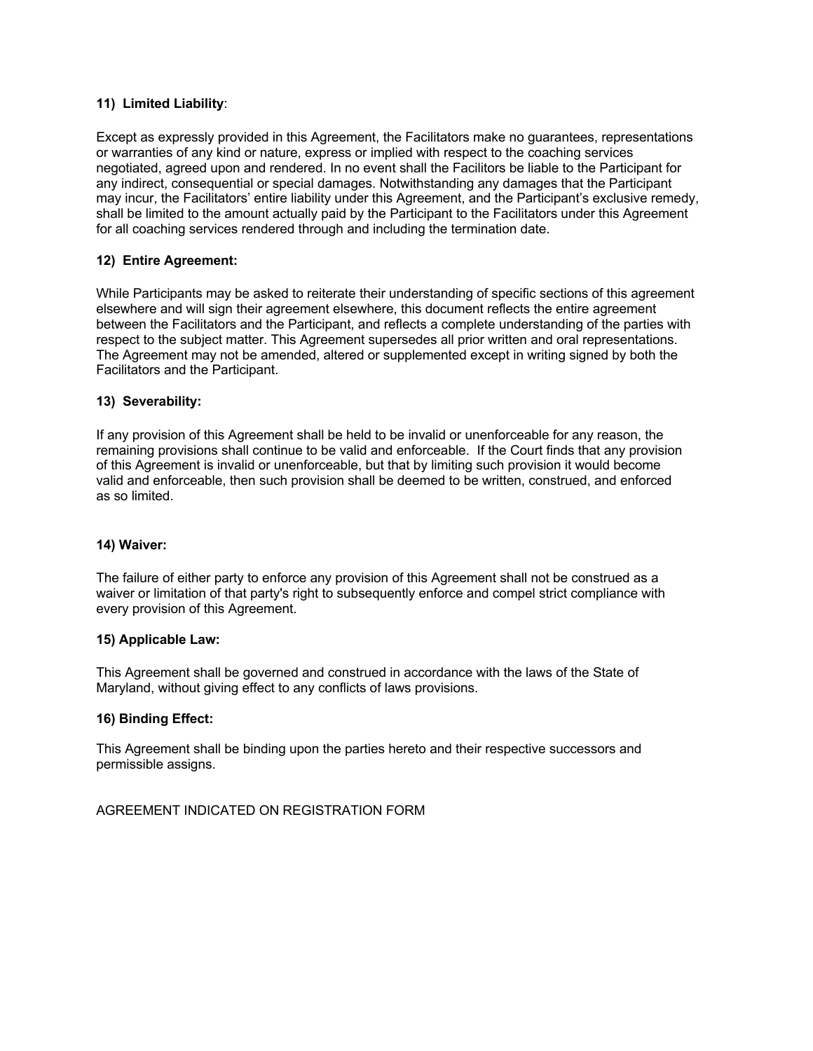**11) Limited Liability**:

Except as expressly provided in this Agreement, the Facilitators make no guarantees, representations or warranties of any kind or nature, express or implied with respect to the coaching services negotiated, agreed upon and rendered. In no event shall the Facilitors be liable to the Participant for any indirect, consequential or special damages. Notwithstanding any damages that the Participant may incur, the Facilitators' entire liability under this Agreement, and the Participant's exclusive remedy, shall be limited to the amount actually paid by the Participant to the Facilitators under this Agreement for all coaching services rendered through and including the termination date.

**12) Entire Agreement:**

While Participants may be asked to reiterate their understanding of specific sections of this agreement elsewhere and will sign their agreement elsewhere, this document reflects the entire agreement between the Facilitators and the Participant, and reflects a complete understanding of the parties with respect to the subject matter. This Agreement supersedes all prior written and oral representations. The Agreement may not be amended, altered or supplemented except in writing signed by both the Facilitators and the Participant.

**13) Severability:**

If any provision of this Agreement shall be held to be invalid or unenforceable for any reason, the remaining provisions shall continue to be valid and enforceable. If the Court finds that any provision of this Agreement is invalid or unenforceable, but that by limiting such provision it would become valid and enforceable, then such provision shall be deemed to be written, construed, and enforced as so limited.

**14) Waiver:**

The failure of either party to enforce any provision of this Agreement shall not be construed as a waiver or limitation of that party's right to subsequently enforce and compel strict compliance with every provision of this Agreement.

**15) Applicable Law:**

This Agreement shall be governed and construed in accordance with the laws of the State of Maryland, without giving effect to any conflicts of laws provisions.

**16) Binding Effect:**

This Agreement shall be binding upon the parties hereto and their respective successors and permissible assigns.

AGREEMENT INDICATED ON REGISTRATION FORM